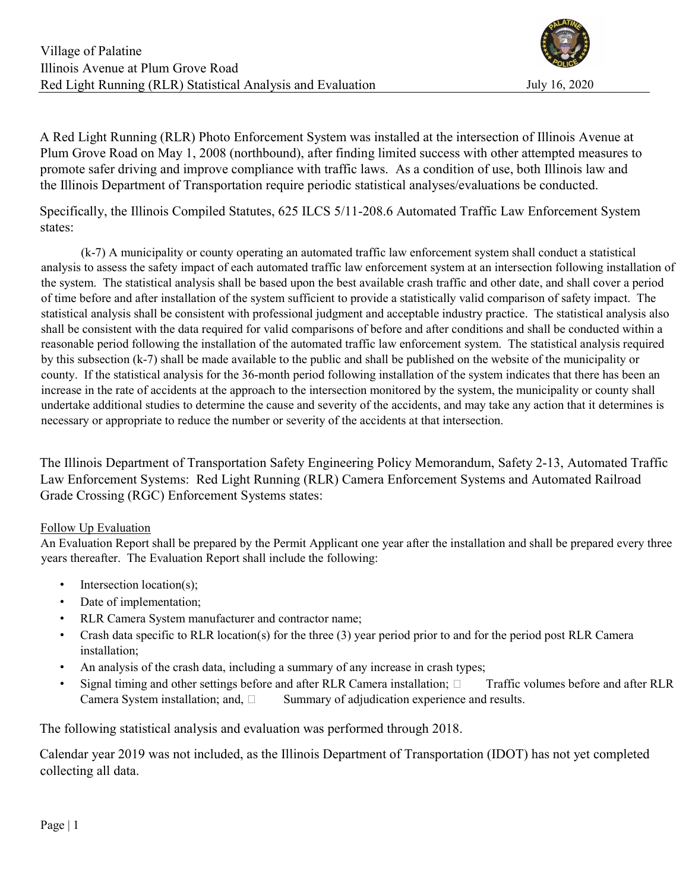Village of Palatine
Illinois Avenue at Plum Grove Road
Red Light Running (RLR) Statistical Analysis and Evaluation

July 16, 2020

A Red Light Running (RLR) Photo Enforcement System was installed at the intersection of Illinois Avenue at Plum Grove Road on May 1, 2008 (northbound), after finding limited success with other attempted measures to promote safer driving and improve compliance with traffic laws. As a condition of use, both Illinois law and the Illinois Department of Transportation require periodic statistical analyses/evaluations be conducted.

Specifically, the Illinois Compiled Statutes, 625 ILCS 5/11-208.6 Automated Traffic Law Enforcement System states:

> (k-7) A municipality or county operating an automated traffic law enforcement system shall conduct a statistical analysis to assess the safety impact of each automated traffic law enforcement system at an intersection following installation of the system. The statistical analysis shall be based upon the best available crash traffic and other date, and shall cover a period of time before and after installation of the system sufficient to provide a statistically valid comparison of safety impact. The statistical analysis shall be consistent with professional judgment and acceptable industry practice. The statistical analysis also shall be consistent with the data required for valid comparisons of before and after conditions and shall be conducted within a reasonable period following the installation of the automated traffic law enforcement system. The statistical analysis required by this subsection (k-7) shall be made available to the public and shall be published on the website of the municipality or county. If the statistical analysis for the 36-month period following installation of the system indicates that there has been an increase in the rate of accidents at the approach to the intersection monitored by the system, the municipality or county shall undertake additional studies to determine the cause and severity of the accidents, and may take any action that it determines is necessary or appropriate to reduce the number or severity of the accidents at that intersection.

The Illinois Department of Transportation Safety Engineering Policy Memorandum, Safety 2-13, Automated Traffic Law Enforcement Systems: Red Light Running (RLR) Camera Enforcement Systems and Automated Railroad Grade Crossing (RGC) Enforcement Systems states:

Follow Up Evaluation

An Evaluation Report shall be prepared by the Permit Applicant one year after the installation and shall be prepared every three years thereafter. The Evaluation Report shall include the following:

- Intersection location(s);
- Date of implementation;
- RLR Camera System manufacturer and contractor name;
- Crash data specific to RLR location(s) for the three (3) year period prior to and for the period post RLR Camera installation;
- An analysis of the crash data, including a summary of any increase in crash types;
- Signal timing and other settings before and after RLR Camera installation;
- Traffic volumes before and after RLR Camera System installation; and,
- Summary of adjudication experience and results.

The following statistical analysis and evaluation was performed through 2018.

Calendar year 2019 was not included, as the Illinois Department of Transportation (IDOT) has not yet completed collecting all data.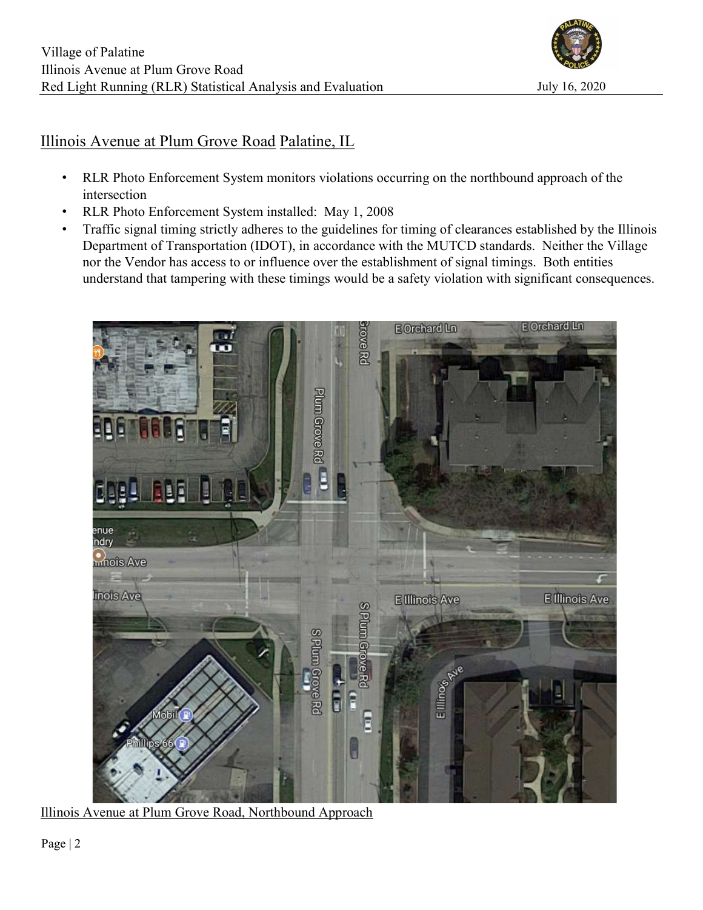## Illinois Avenue at Plum Grove Road Palatine, IL

- RLR Photo Enforcement System monitors violations occurring on the northbound approach of the intersection
- RLR Photo Enforcement System installed: May 1, 2008
- Traffic signal timing strictly adheres to the guidelines for timing of clearances established by the Illinois Department of Transportation (IDOT), in accordance with the MUTCD standards. Neither the Village nor the Vendor has access to or influence over the establishment of signal timings. Both entities understand that tampering with these timings would be a safety violation with significant consequences.

Illinois Avenue at Plum Grove Road, Northbound Approach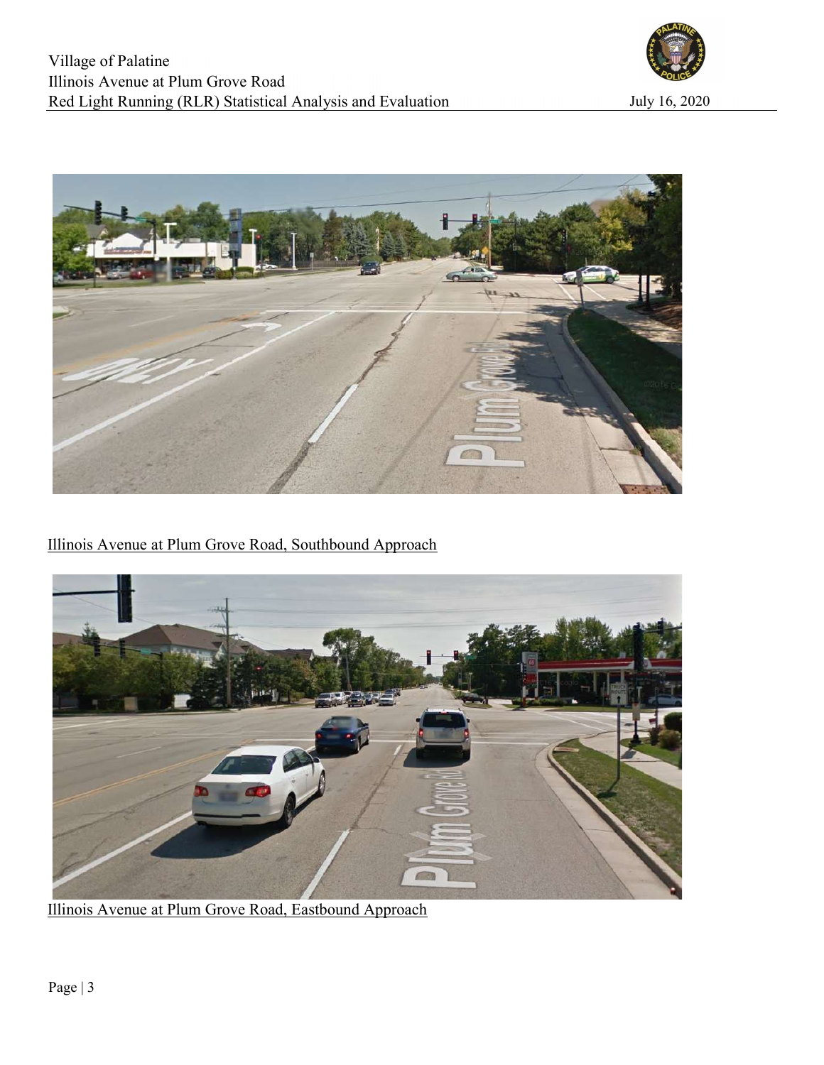Illinois Avenue at Plum Grove Road, Southbound Approach

Illinois Avenue at Plum Grove Road, Eastbound Approach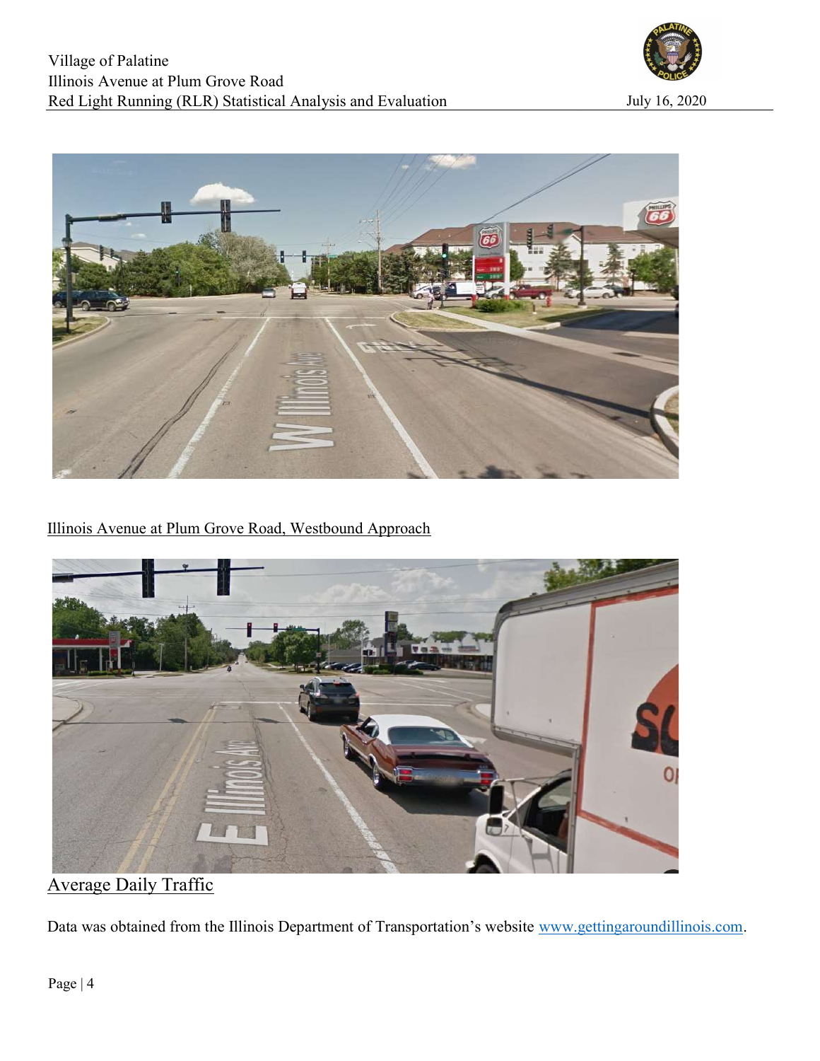Illinois Avenue at Plum Grove Road, Westbound Approach

## Average Daily Traffic

Data was obtained from the Illinois Department of Transportation's website www.gettingaroundillinois.com.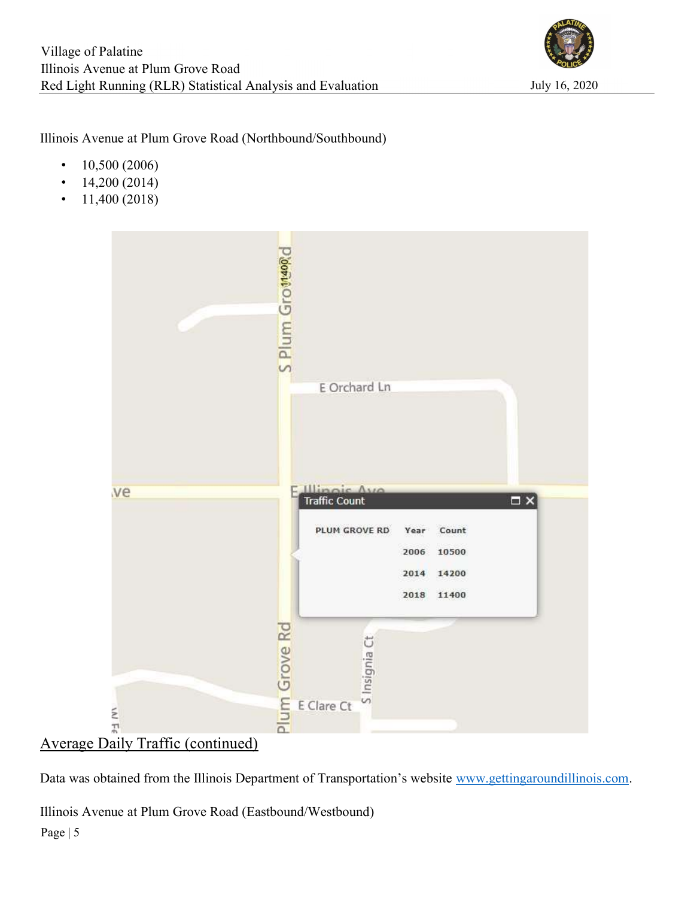Illinois Avenue at Plum Grove Road (Northbound/Southbound)

- 10,500 (2006)
- 14,200 (2014)
- 11,400 (2018)

## Average Daily Traffic (continued)

Data was obtained from the Illinois Department of Transportation's website [www.gettingaroundillinois.com](http://www.gettingaroundillinois.com).

Illinois Avenue at Plum Grove Road (Eastbound/Westbound)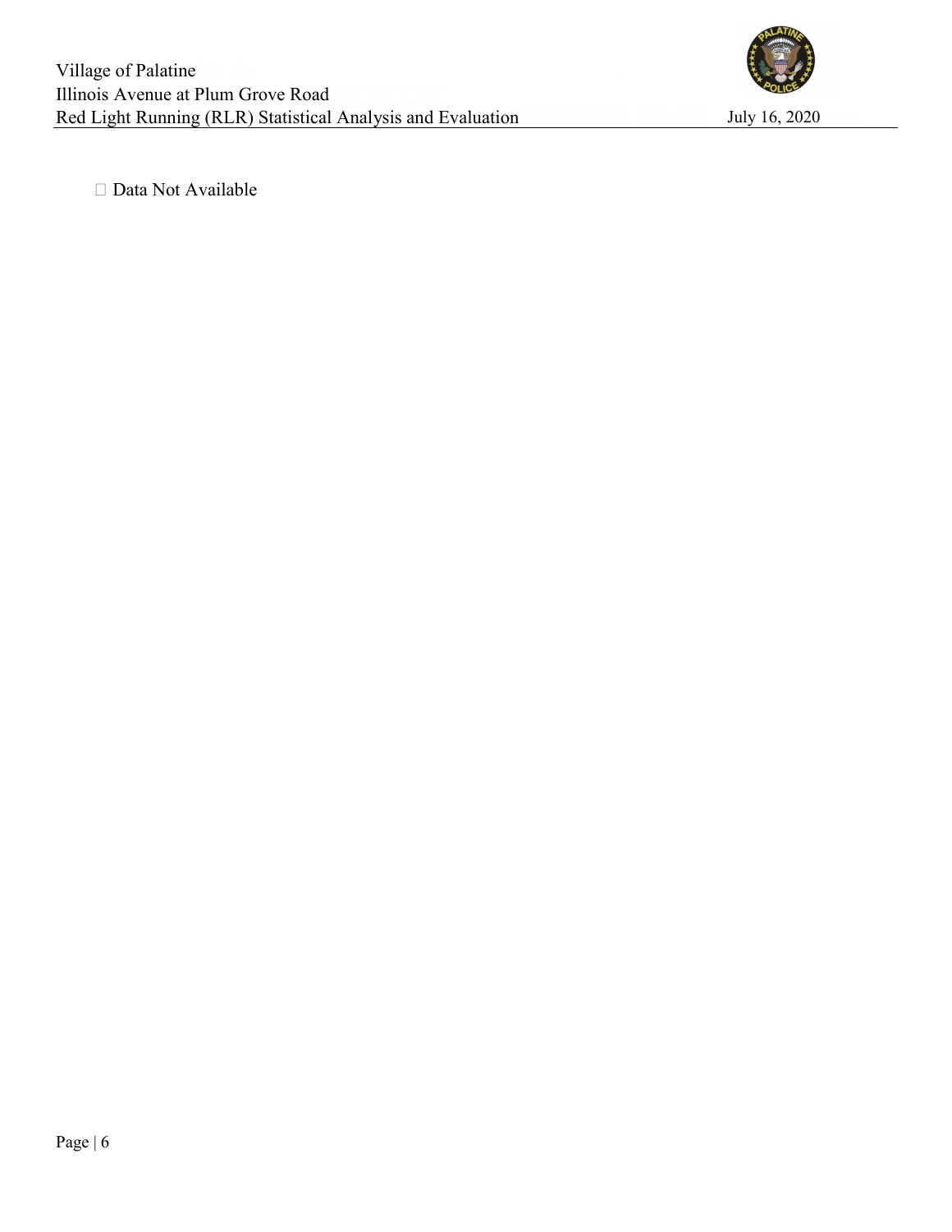☐ Data Not Available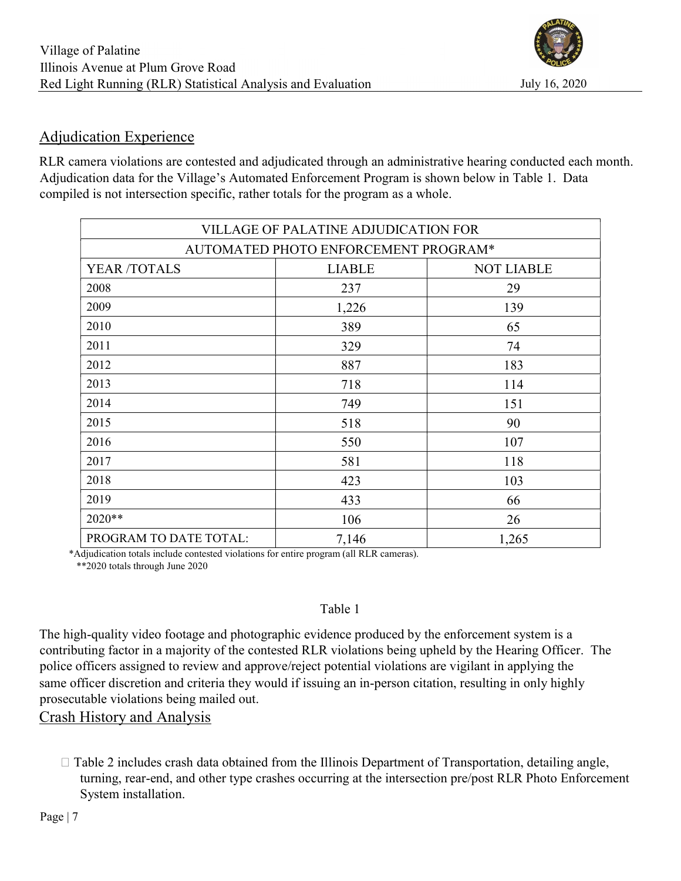## Adjudication Experience

RLR camera violations are contested and adjudicated through an administrative hearing conducted each month. Adjudication data for the Village's Automated Enforcement Program is shown below in Table 1. Data compiled is not intersection specific, rather totals for the program as a whole.

| VILLAGE OF PALATINE ADJUDICATION FOR AUTOMATED PHOTO ENFORCEMENT PROGRAM* | | |
|---|---|---|
| YEAR /TOTALS | LIABLE | NOT LIABLE |
| 2008 | 237 | 29 |
| 2009 | 1,226 | 139 |
| 2010 | 389 | 65 |
| 2011 | 329 | 74 |
| 2012 | 887 | 183 |
| 2013 | 718 | 114 |
| 2014 | 749 | 151 |
| 2015 | 518 | 90 |
| 2016 | 550 | 107 |
| 2017 | 581 | 118 |
| 2018 | 423 | 103 |
| 2019 | 433 | 66 |
| 2020** | 106 | 26 |
| PROGRAM TO DATE TOTAL: | 7,146 | 1,265 |

*Adjudication totals include contested violations for entire program (all RLR cameras).
**2020 totals through June 2020

Table 1

The high-quality video footage and photographic evidence produced by the enforcement system is a contributing factor in a majority of the contested RLR violations being upheld by the Hearing Officer. The police officers assigned to review and approve/reject potential violations are vigilant in applying the same officer discretion and criteria they would if issuing an in-person citation, resulting in only highly prosecutable violations being mailed out.

## Crash History and Analysis

- Table 2 includes crash data obtained from the Illinois Department of Transportation, detailing angle, turning, rear-end, and other type crashes occurring at the intersection pre/post RLR Photo Enforcement System installation.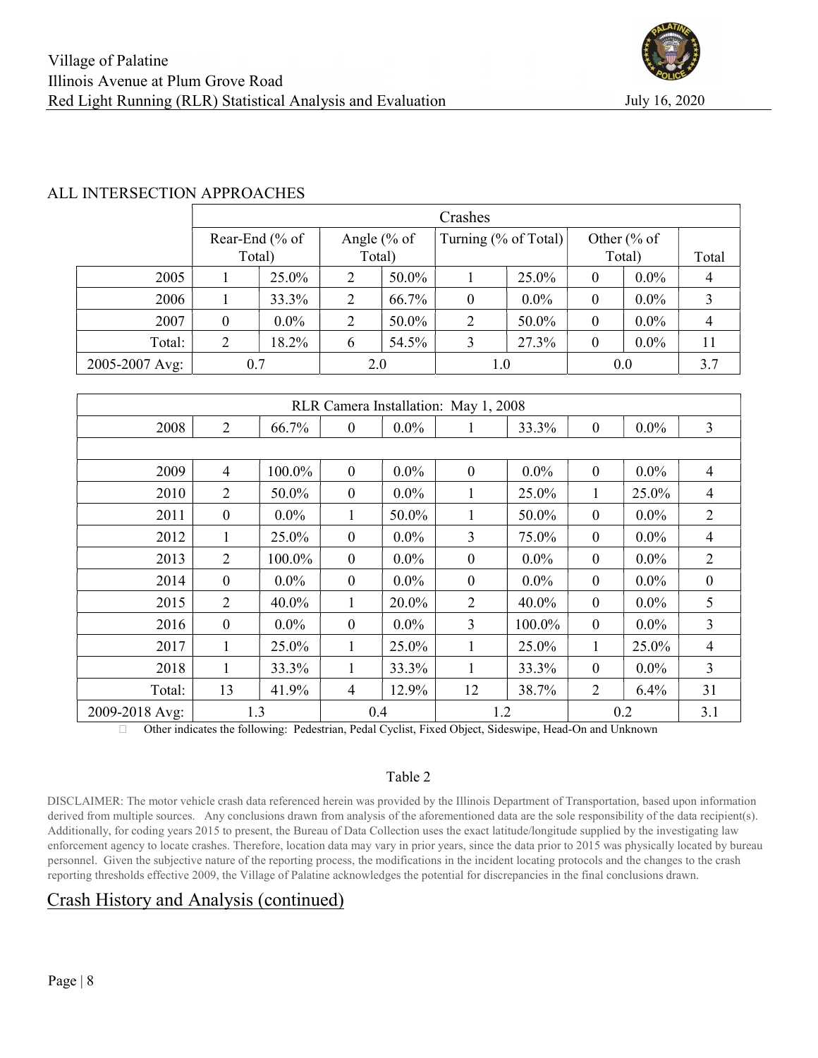ALL INTERSECTION APPROACHES

| | Crashes | | | | | | | | |
|---|---|---|---|---|---|---|---|---|---|
| | Rear-End (% of Total) | | Angle (% of Total) | | Turning (% of Total) | | Other (% of Total) | | Total |
| 2005 | 1 | 25.0% | 2 | 50.0% | 1 | 25.0% | 0 | 0.0% | 4 |
| 2006 | 1 | 33.3% | 2 | 66.7% | 0 | 0.0% | 0 | 0.0% | 3 |
| 2007 | 0 | 0.0% | 2 | 50.0% | 2 | 50.0% | 0 | 0.0% | 4 |
| Total: | 2 | 18.2% | 6 | 54.5% | 3 | 27.3% | 0 | 0.0% | 11 |
| 2005-2007 Avg: | 0.7 | | 2.0 | | 1.0 | | 0.0 | | 3.7 |

| RLR Camera Installation: May 1, 2008 | | | | | | | | | |
|---|---|---|---|---|---|---|---|---|---|
| 2008 | 2 | 66.7% | 0 | 0.0% | 1 | 33.3% | 0 | 0.0% | 3 |
| | | | | | | | | | |
| 2009 | 4 | 100.0% | 0 | 0.0% | 0 | 0.0% | 0 | 0.0% | 4 |
| 2010 | 2 | 50.0% | 0 | 0.0% | 1 | 25.0% | 1 | 25.0% | 4 |
| 2011 | 0 | 0.0% | 1 | 50.0% | 1 | 50.0% | 0 | 0.0% | 2 |
| 2012 | 1 | 25.0% | 0 | 0.0% | 3 | 75.0% | 0 | 0.0% | 4 |
| 2013 | 2 | 100.0% | 0 | 0.0% | 0 | 0.0% | 0 | 0.0% | 2 |
| 2014 | 0 | 0.0% | 0 | 0.0% | 0 | 0.0% | 0 | 0.0% | 0 |
| 2015 | 2 | 40.0% | 1 | 20.0% | 2 | 40.0% | 0 | 0.0% | 5 |
| 2016 | 0 | 0.0% | 0 | 0.0% | 3 | 100.0% | 0 | 0.0% | 3 |
| 2017 | 1 | 25.0% | 1 | 25.0% | 1 | 25.0% | 1 | 25.0% | 4 |
| 2018 | 1 | 33.3% | 1 | 33.3% | 1 | 33.3% | 0 | 0.0% | 3 |
| Total: | 13 | 41.9% | 4 | 12.9% | 12 | 38.7% | 2 | 6.4% | 31 |
| 2009-2018 Avg: | 1.3 | | 0.4 | | 1.2 | | 0.2 | | 3.1 |

- Other indicates the following: Pedestrian, Pedal Cyclist, Fixed Object, Sideswipe, Head-On and Unknown

Table 2

DISCLAIMER: The motor vehicle crash data referenced herein was provided by the Illinois Department of Transportation, based upon information derived from multiple sources. Any conclusions drawn from analysis of the aforementioned data are the sole responsibility of the data recipient(s). Additionally, for coding years 2015 to present, the Bureau of Data Collection uses the exact latitude/longitude supplied by the investigating law enforcement agency to locate crashes. Therefore, location data may vary in prior years, since the data prior to 2015 was physically located by bureau personnel. Given the subjective nature of the reporting process, the modifications in the incident locating protocols and the changes to the crash reporting thresholds effective 2009, the Village of Palatine acknowledges the potential for discrepancies in the final conclusions drawn.

## Crash History and Analysis (continued)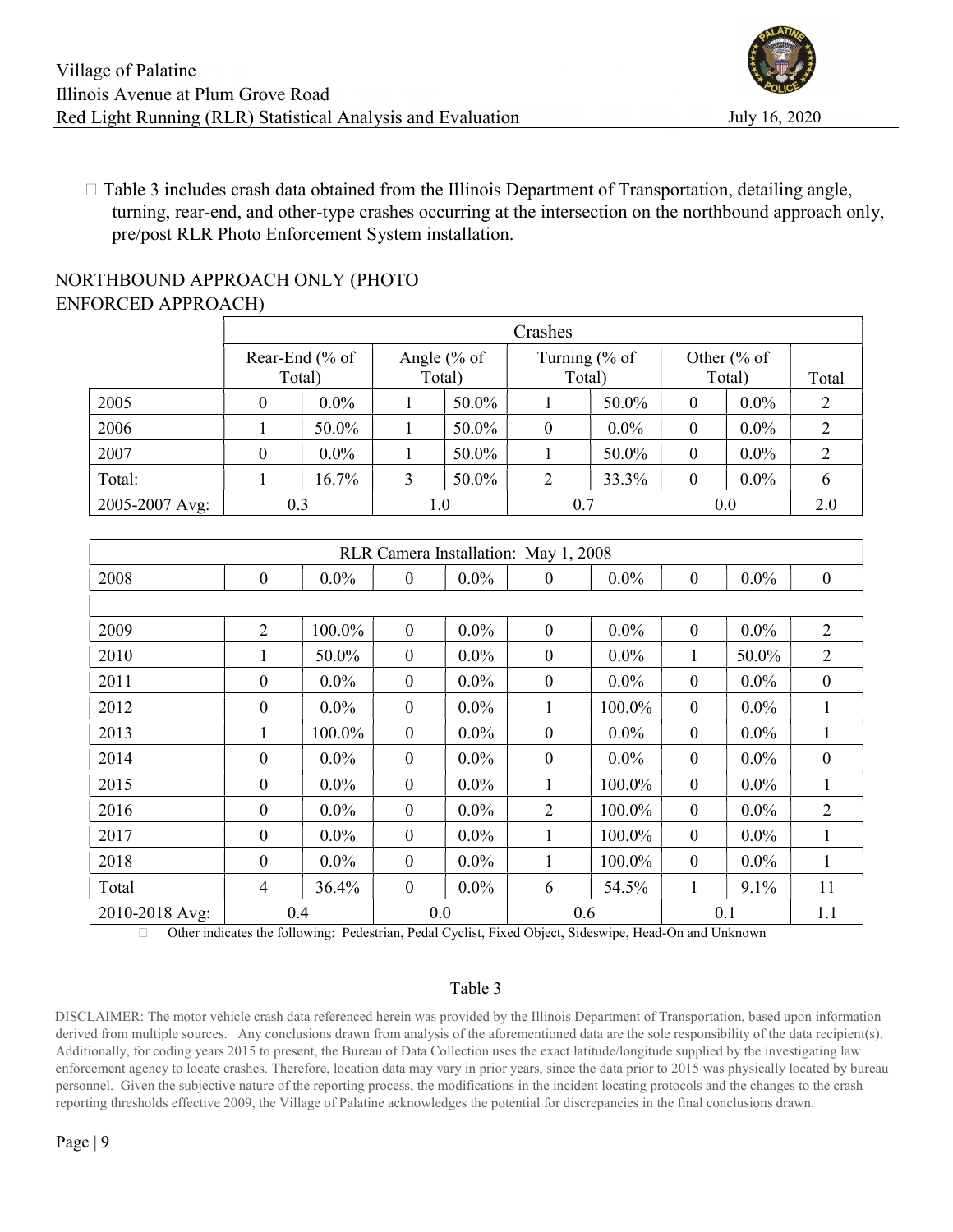- Table 3 includes crash data obtained from the Illinois Department of Transportation, detailing angle, turning, rear-end, and other-type crashes occurring at the intersection on the northbound approach only, pre/post RLR Photo Enforcement System installation.

NORTHBOUND APPROACH ONLY (PHOTO ENFORCED APPROACH)

| | Crashes | | | | | | | | |
|---|---|---|---|---|---|---|---|---|---|
| | Rear-End (% of Total) | | Angle (% of Total) | | Turning (% of Total) | | Other (% of Total) | | Total |
| 2005 | 0 | 0.0% | 1 | 50.0% | 1 | 50.0% | 0 | 0.0% | 2 |
| 2006 | 1 | 50.0% | 1 | 50.0% | 0 | 0.0% | 0 | 0.0% | 2 |
| 2007 | 0 | 0.0% | 1 | 50.0% | 1 | 50.0% | 0 | 0.0% | 2 |
| Total: | 1 | 16.7% | 3 | 50.0% | 2 | 33.3% | 0 | 0.0% | 6 |
| 2005-2007 Avg: | 0.3 | | 1.0 | | 0.7 | | 0.0 | | 2.0 |
| RLR Camera Installation: May 1, 2008 | | | | | | | | | |
| 2008 | 0 | 0.0% | 0 | 0.0% | 0 | 0.0% | 0 | 0.0% | 0 |
| | | | | | | | | | |
| 2009 | 2 | 100.0% | 0 | 0.0% | 0 | 0.0% | 0 | 0.0% | 2 |
| 2010 | 1 | 50.0% | 0 | 0.0% | 0 | 0.0% | 1 | 50.0% | 2 |
| 2011 | 0 | 0.0% | 0 | 0.0% | 0 | 0.0% | 0 | 0.0% | 0 |
| 2012 | 0 | 0.0% | 0 | 0.0% | 1 | 100.0% | 0 | 0.0% | 1 |
| 2013 | 1 | 100.0% | 0 | 0.0% | 0 | 0.0% | 0 | 0.0% | 1 |
| 2014 | 0 | 0.0% | 0 | 0.0% | 0 | 0.0% | 0 | 0.0% | 0 |
| 2015 | 0 | 0.0% | 0 | 0.0% | 1 | 100.0% | 0 | 0.0% | 1 |
| 2016 | 0 | 0.0% | 0 | 0.0% | 2 | 100.0% | 0 | 0.0% | 2 |
| 2017 | 0 | 0.0% | 0 | 0.0% | 1 | 100.0% | 0 | 0.0% | 1 |
| 2018 | 0 | 0.0% | 0 | 0.0% | 1 | 100.0% | 0 | 0.0% | 1 |
| Total | 4 | 36.4% | 0 | 0.0% | 6 | 54.5% | 1 | 9.1% | 11 |
| 2010-2018 Avg: | 0.4 | | 0.0 | | 0.6 | | 0.1 | | 1.1 |

- Other indicates the following: Pedestrian, Pedal Cyclist, Fixed Object, Sideswipe, Head-On and Unknown

Table 3

DISCLAIMER: The motor vehicle crash data referenced herein was provided by the Illinois Department of Transportation, based upon information derived from multiple sources. Any conclusions drawn from analysis of the aforementioned data are the sole responsibility of the data recipient(s). Additionally, for coding years 2015 to present, the Bureau of Data Collection uses the exact latitude/longitude supplied by the investigating law enforcement agency to locate crashes. Therefore, location data may vary in prior years, since the data prior to 2015 was physically located by bureau personnel. Given the subjective nature of the reporting process, the modifications in the incident locating protocols and the changes to the crash reporting thresholds effective 2009, the Village of Palatine acknowledges the potential for discrepancies in the final conclusions drawn.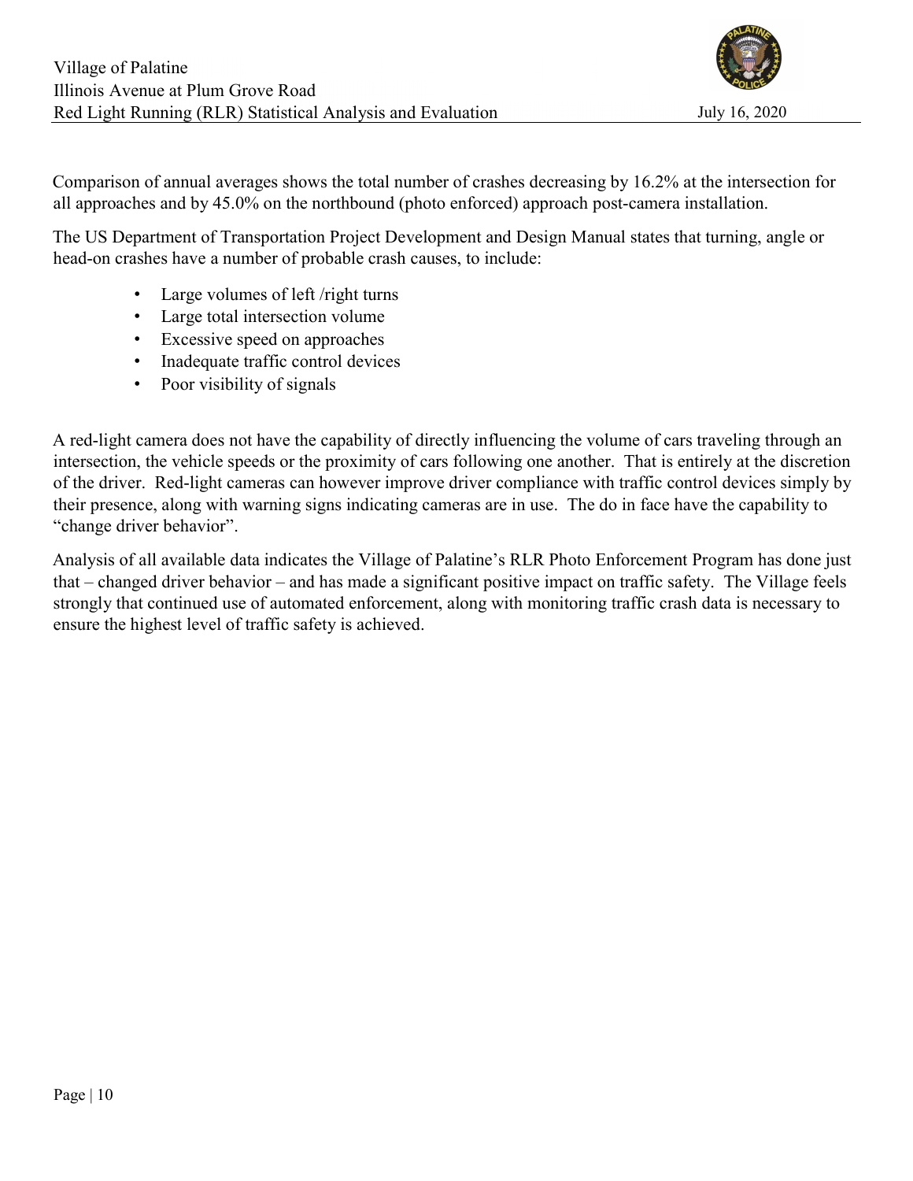Comparison of annual averages shows the total number of crashes decreasing by 16.2% at the intersection for all approaches and by 45.0% on the northbound (photo enforced) approach post-camera installation.

The US Department of Transportation Project Development and Design Manual states that turning, angle or head-on crashes have a number of probable crash causes, to include:

- Large volumes of left /right turns
- Large total intersection volume
- Excessive speed on approaches
- Inadequate traffic control devices
- Poor visibility of signals

A red-light camera does not have the capability of directly influencing the volume of cars traveling through an intersection, the vehicle speeds or the proximity of cars following one another. That is entirely at the discretion of the driver. Red-light cameras can however improve driver compliance with traffic control devices simply by their presence, along with warning signs indicating cameras are in use. The do in face have the capability to "change driver behavior".

Analysis of all available data indicates the Village of Palatine's RLR Photo Enforcement Program has done just that – changed driver behavior – and has made a significant positive impact on traffic safety. The Village feels strongly that continued use of automated enforcement, along with monitoring traffic crash data is necessary to ensure the highest level of traffic safety is achieved.